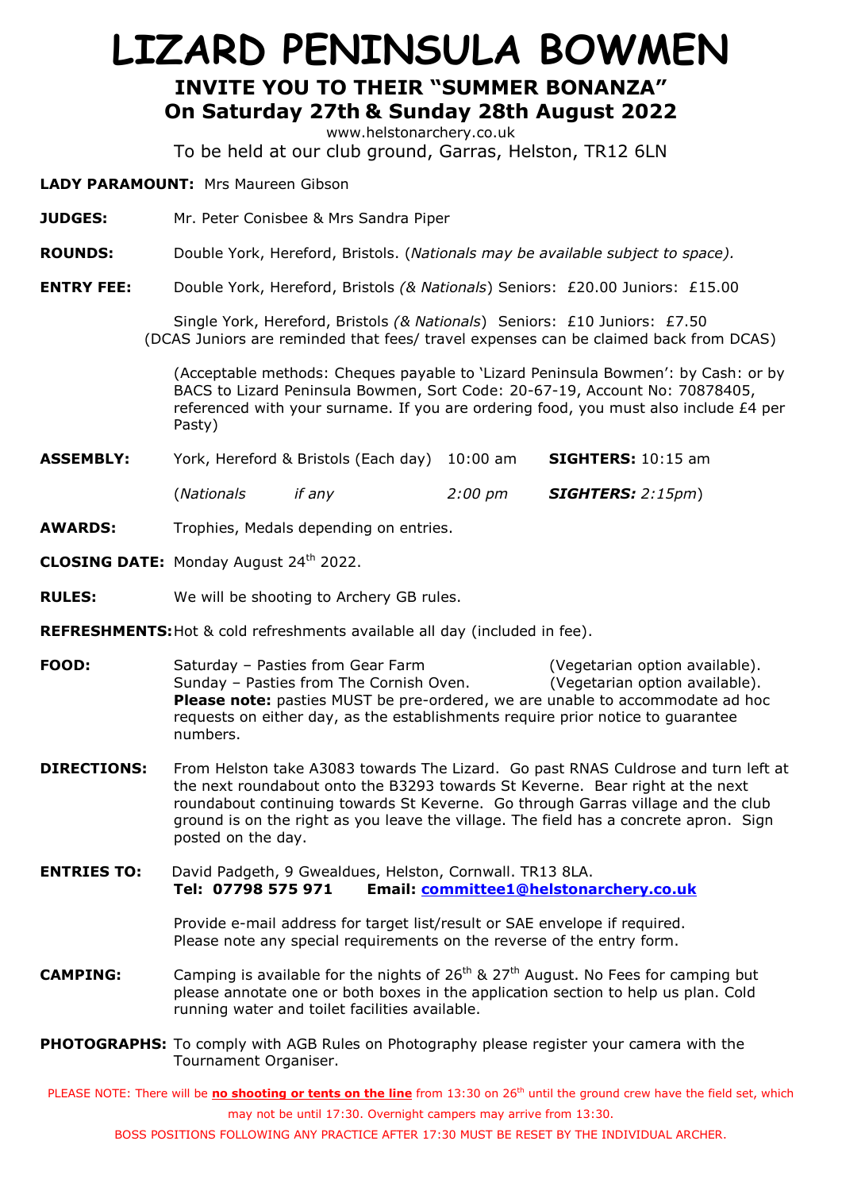# LIZARD PENINSULA BOWMEN

## INVITE YOU TO THEIR "SUMMER BONANZA"
## On Saturday 27th & Sunday 28th August 2022

www.helstonarchery.co.uk

To be held at our club ground, Garras, Helston, TR12 6LN

**LADY PARAMOUNT:** Mrs Maureen Gibson

**JUDGES:** Mr. Peter Conisbee & Mrs Sandra Piper

**ROUNDS:** Double York, Hereford, Bristols. (*Nationals may be available subject to space).*

**ENTRY FEE:** Double York, Hereford, Bristols *(& Nationals*) Seniors: £20.00 Juniors: £15.00

Single York, Hereford, Bristols *(& Nationals*) Seniors: £10 Juniors: £7.50
(DCAS Juniors are reminded that fees/ travel expenses can be claimed back from DCAS)

(Acceptable methods: Cheques payable to 'Lizard Peninsula Bowmen': by Cash: or by BACS to Lizard Peninsula Bowmen, Sort Code: 20-67-19, Account No: 70878405, referenced with your surname. If you are ordering food, you must also include £4 per Pasty)

**ASSEMBLY:** York, Hereford & Bristols (Each day) 10:00 am **SIGHTERS:** 10:15 am

(*Nationals if any 2:00 pm* ***SIGHTERS:*** *2:15pm*)

**AWARDS:** Trophies, Medals depending on entries.

**CLOSING DATE:** Monday August 24th 2022.

**RULES:** We will be shooting to Archery GB rules.

**REFRESHMENTS:** Hot & cold refreshments available all day (included in fee).

**FOOD:** Saturday – Pasties from Gear Farm (Vegetarian option available).
Sunday – Pasties from The Cornish Oven. (Vegetarian option available).
**Please note:** pasties MUST be pre-ordered, we are unable to accommodate ad hoc requests on either day, as the establishments require prior notice to guarantee numbers.

**DIRECTIONS:** From Helston take A3083 towards The Lizard. Go past RNAS Culdrose and turn left at the next roundabout onto the B3293 towards St Keverne. Bear right at the next roundabout continuing towards St Keverne. Go through Garras village and the club ground is on the right as you leave the village. The field has a concrete apron. Sign posted on the day.

**ENTRIES TO:** David Padgeth, 9 Gwealdues, Helston, Cornwall. TR13 8LA.
**Tel: 07798 575 971 Email: committee1@helstonarchery.co.uk**

Provide e-mail address for target list/result or SAE envelope if required.
Please note any special requirements on the reverse of the entry form.

**CAMPING:** Camping is available for the nights of 26th & 27th August. No Fees for camping but please annotate one or both boxes in the application section to help us plan. Cold running water and toilet facilities available.

**PHOTOGRAPHS:** To comply with AGB Rules on Photography please register your camera with the Tournament Organiser.

PLEASE NOTE: There will be **no shooting or tents on the line** from 13:30 on 26th until the ground crew have the field set, which may not be until 17:30. Overnight campers may arrive from 13:30.

BOSS POSITIONS FOLLOWING ANY PRACTICE AFTER 17:30 MUST BE RESET BY THE INDIVIDUAL ARCHER.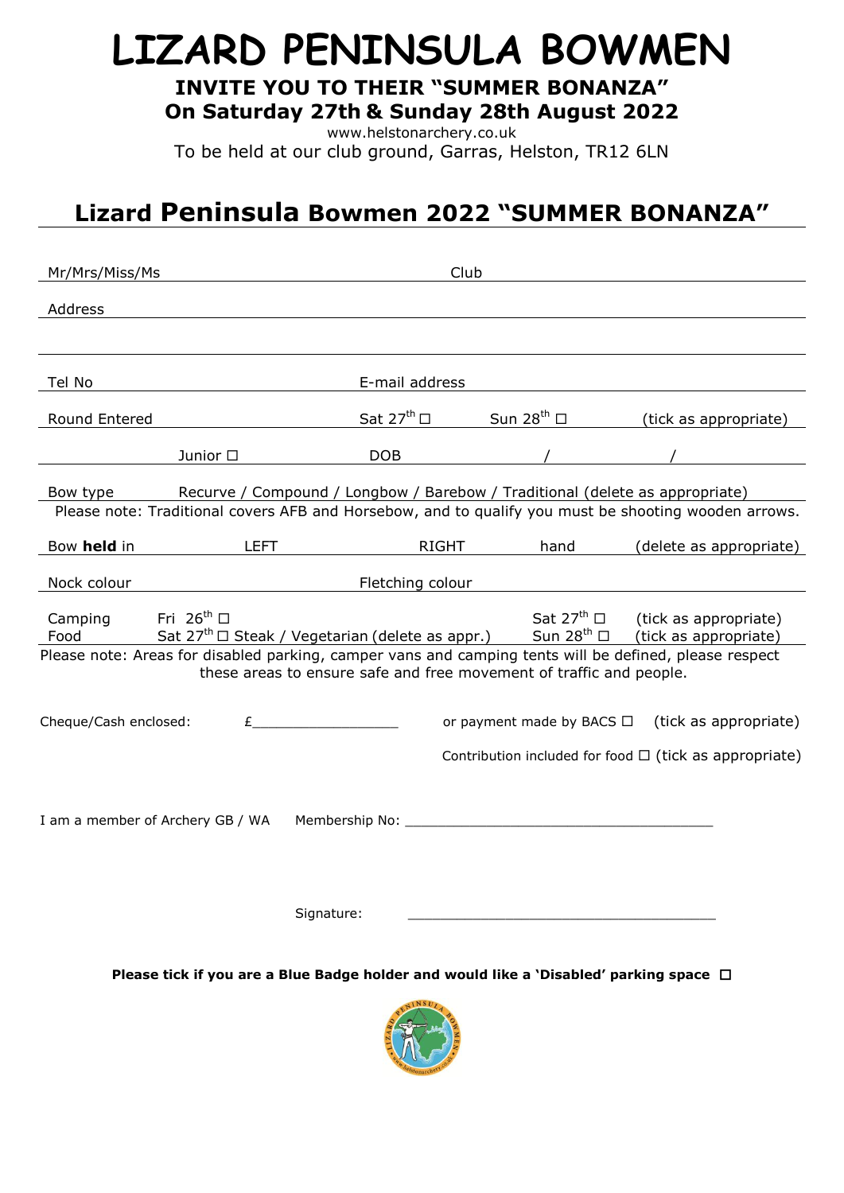# LIZARD PENINSULA BOWMEN

**INVITE YOU TO THEIR "SUMMER BONANZA"**
**On Saturday 27th & Sunday 28th August 2022**

www.helstonarchery.co.uk

To be held at our club ground, Garras, Helston, TR12 6LN

## Lizard Peninsula Bowmen 2022 "SUMMER BONANZA"

Mr/Mrs/Miss/Ms Club

Address

Tel No E-mail address

Round Entered Sat 27th ☐ Sun 28th ☐ (tick as appropriate)

Junior ☐ DOB / /

Bow type Recurve / Compound / Longbow / Barebow / Traditional (delete as appropriate)

Please note: Traditional covers AFB and Horsebow, and to qualify you must be shooting wooden arrows.

Bow **held** in LEFT RIGHT hand (delete as appropriate)

Nock colour Fletching colour

Camping Fri 26th ☐ Sat 27th ☐ (tick as appropriate)

Food Sat 27th ☐ Steak / Vegetarian (delete as appr.) Sun 28th ☐ (tick as appropriate)

Please note: Areas for disabled parking, camper vans and camping tents will be defined, please respect these areas to ensure safe and free movement of traffic and people.

Cheque/Cash enclosed: £__________________ or payment made by BACS ☐ (tick as appropriate)

Contribution included for food ☐ (tick as appropriate)

I am a member of Archery GB / WA Membership No: ______________________________________

Signature: ______________________________________

**Please tick if you are a Blue Badge holder and would like a 'Disabled' parking space ☐**